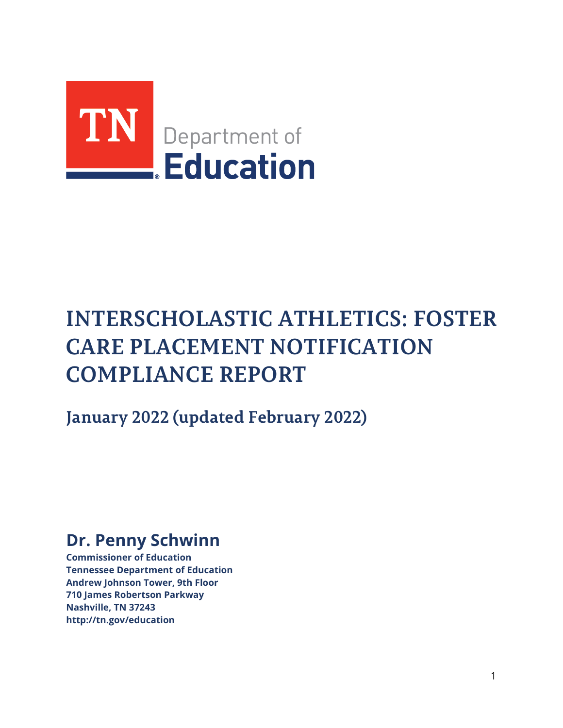TN Department of Education

# INTERSCHOLASTIC ATHLETICS: FOSTER CARE PLACEMENT NOTIFICATION COMPLIANCE REPORT

## January 2022 (updated February 2022)

## Dr. Penny Schwinn

**Commissioner of Education**
**Tennessee Department of Education**
**Andrew Johnson Tower, 9th Floor**
**710 James Robertson Parkway**
**Nashville, TN 37243**
**http://tn.gov/education**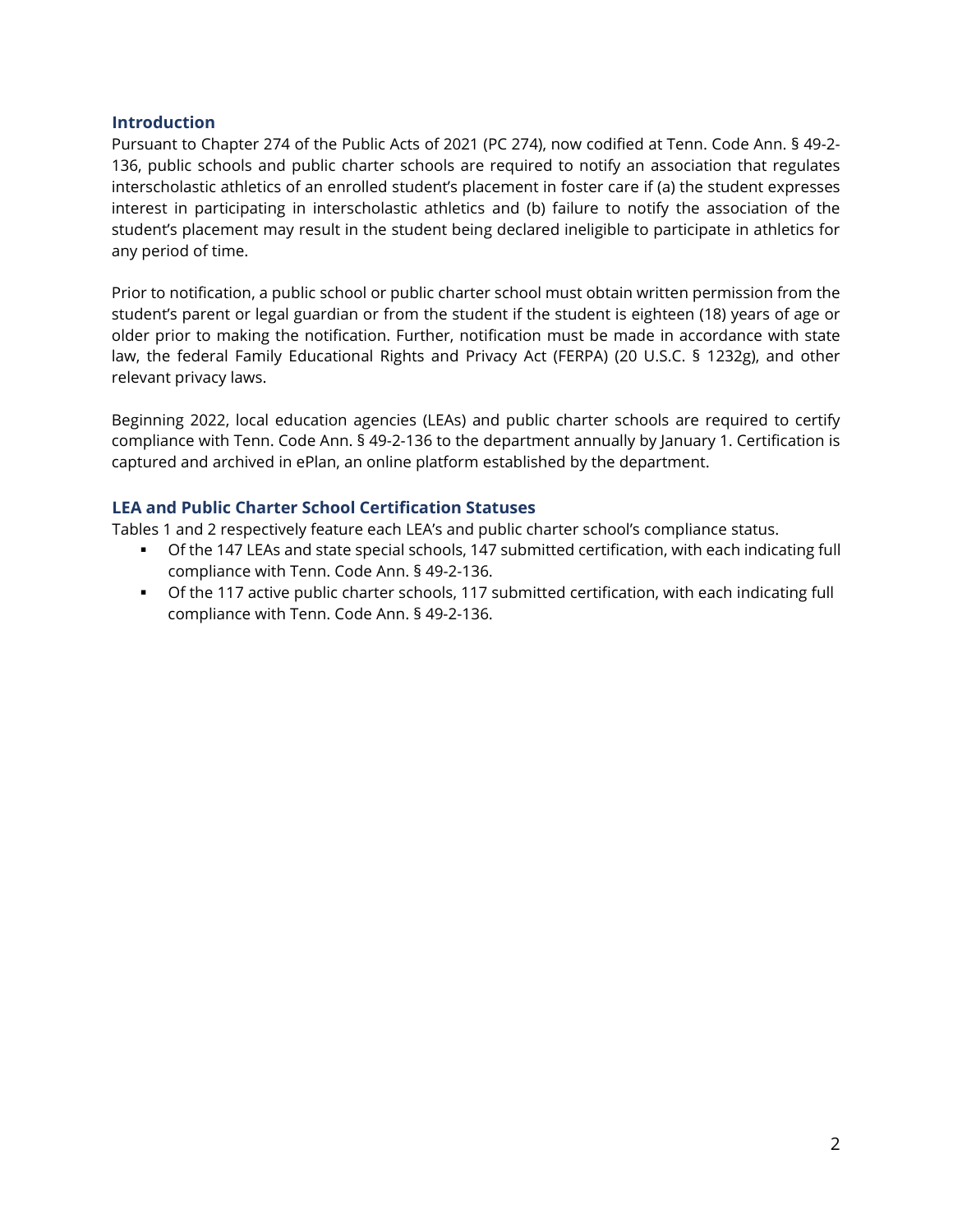## Introduction

Pursuant to Chapter 274 of the Public Acts of 2021 (PC 274), now codified at Tenn. Code Ann. § 49-2-136, public schools and public charter schools are required to notify an association that regulates interscholastic athletics of an enrolled student's placement in foster care if (a) the student expresses interest in participating in interscholastic athletics and (b) failure to notify the association of the student's placement may result in the student being declared ineligible to participate in athletics for any period of time.

Prior to notification, a public school or public charter school must obtain written permission from the student's parent or legal guardian or from the student if the student is eighteen (18) years of age or older prior to making the notification. Further, notification must be made in accordance with state law, the federal Family Educational Rights and Privacy Act (FERPA) (20 U.S.C. § 1232g), and other relevant privacy laws.

Beginning 2022, local education agencies (LEAs) and public charter schools are required to certify compliance with Tenn. Code Ann. § 49-2-136 to the department annually by January 1. Certification is captured and archived in ePlan, an online platform established by the department.

## LEA and Public Charter School Certification Statuses

Tables 1 and 2 respectively feature each LEA's and public charter school's compliance status.

- Of the 147 LEAs and state special schools, 147 submitted certification, with each indicating full compliance with Tenn. Code Ann. § 49-2-136.
- Of the 117 active public charter schools, 117 submitted certification, with each indicating full compliance with Tenn. Code Ann. § 49-2-136.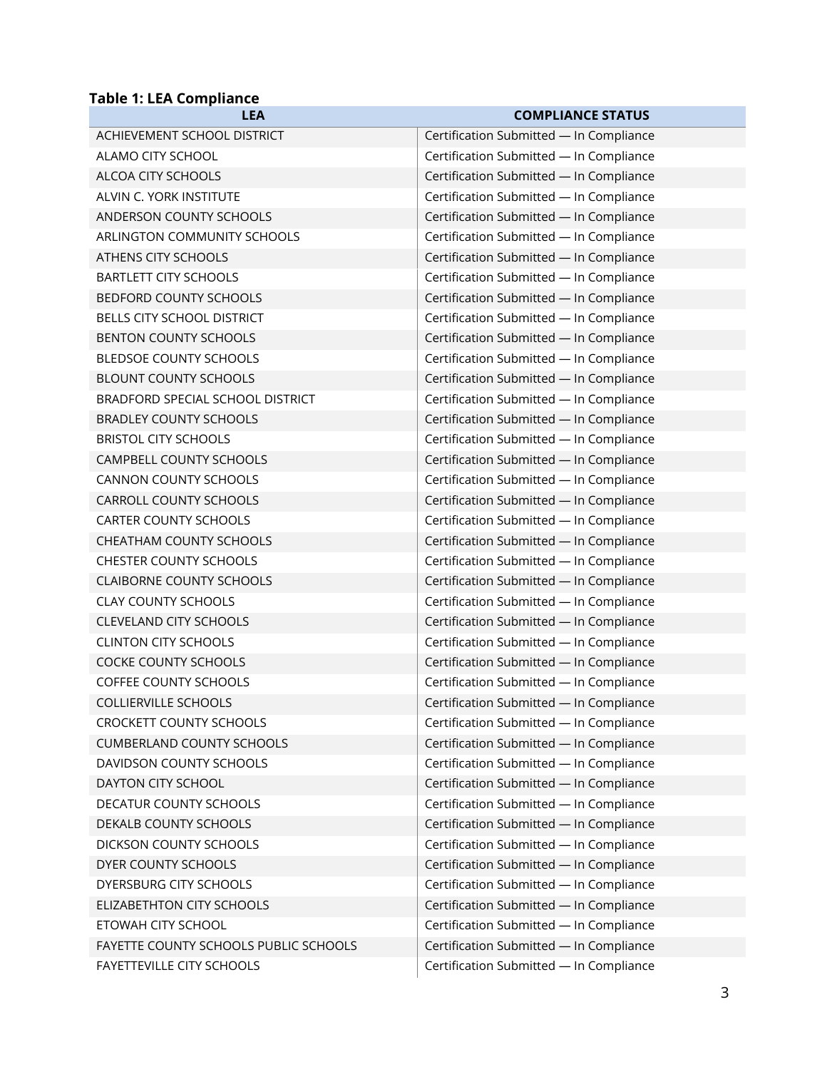**Table 1: LEA Compliance**

| LEA | COMPLIANCE STATUS |
|---|---|
| ACHIEVEMENT SCHOOL DISTRICT | Certification Submitted — In Compliance |
| ALAMO CITY SCHOOL | Certification Submitted — In Compliance |
| ALCOA CITY SCHOOLS | Certification Submitted — In Compliance |
| ALVIN C. YORK INSTITUTE | Certification Submitted — In Compliance |
| ANDERSON COUNTY SCHOOLS | Certification Submitted — In Compliance |
| ARLINGTON COMMUNITY SCHOOLS | Certification Submitted — In Compliance |
| ATHENS CITY SCHOOLS | Certification Submitted — In Compliance |
| BARTLETT CITY SCHOOLS | Certification Submitted — In Compliance |
| BEDFORD COUNTY SCHOOLS | Certification Submitted — In Compliance |
| BELLS CITY SCHOOL DISTRICT | Certification Submitted — In Compliance |
| BENTON COUNTY SCHOOLS | Certification Submitted — In Compliance |
| BLEDSOE COUNTY SCHOOLS | Certification Submitted — In Compliance |
| BLOUNT COUNTY SCHOOLS | Certification Submitted — In Compliance |
| BRADFORD SPECIAL SCHOOL DISTRICT | Certification Submitted — In Compliance |
| BRADLEY COUNTY SCHOOLS | Certification Submitted — In Compliance |
| BRISTOL CITY SCHOOLS | Certification Submitted — In Compliance |
| CAMPBELL COUNTY SCHOOLS | Certification Submitted — In Compliance |
| CANNON COUNTY SCHOOLS | Certification Submitted — In Compliance |
| CARROLL COUNTY SCHOOLS | Certification Submitted — In Compliance |
| CARTER COUNTY SCHOOLS | Certification Submitted — In Compliance |
| CHEATHAM COUNTY SCHOOLS | Certification Submitted — In Compliance |
| CHESTER COUNTY SCHOOLS | Certification Submitted — In Compliance |
| CLAIBORNE COUNTY SCHOOLS | Certification Submitted — In Compliance |
| CLAY COUNTY SCHOOLS | Certification Submitted — In Compliance |
| CLEVELAND CITY SCHOOLS | Certification Submitted — In Compliance |
| CLINTON CITY SCHOOLS | Certification Submitted — In Compliance |
| COCKE COUNTY SCHOOLS | Certification Submitted — In Compliance |
| COFFEE COUNTY SCHOOLS | Certification Submitted — In Compliance |
| COLLIERVILLE SCHOOLS | Certification Submitted — In Compliance |
| CROCKETT COUNTY SCHOOLS | Certification Submitted — In Compliance |
| CUMBERLAND COUNTY SCHOOLS | Certification Submitted — In Compliance |
| DAVIDSON COUNTY SCHOOLS | Certification Submitted — In Compliance |
| DAYTON CITY SCHOOL | Certification Submitted — In Compliance |
| DECATUR COUNTY SCHOOLS | Certification Submitted — In Compliance |
| DEKALB COUNTY SCHOOLS | Certification Submitted — In Compliance |
| DICKSON COUNTY SCHOOLS | Certification Submitted — In Compliance |
| DYER COUNTY SCHOOLS | Certification Submitted — In Compliance |
| DYERSBURG CITY SCHOOLS | Certification Submitted — In Compliance |
| ELIZABETHTON CITY SCHOOLS | Certification Submitted — In Compliance |
| ETOWAH CITY SCHOOL | Certification Submitted — In Compliance |
| FAYETTE COUNTY SCHOOLS PUBLIC SCHOOLS | Certification Submitted — In Compliance |
| FAYETTEVILLE CITY SCHOOLS | Certification Submitted — In Compliance |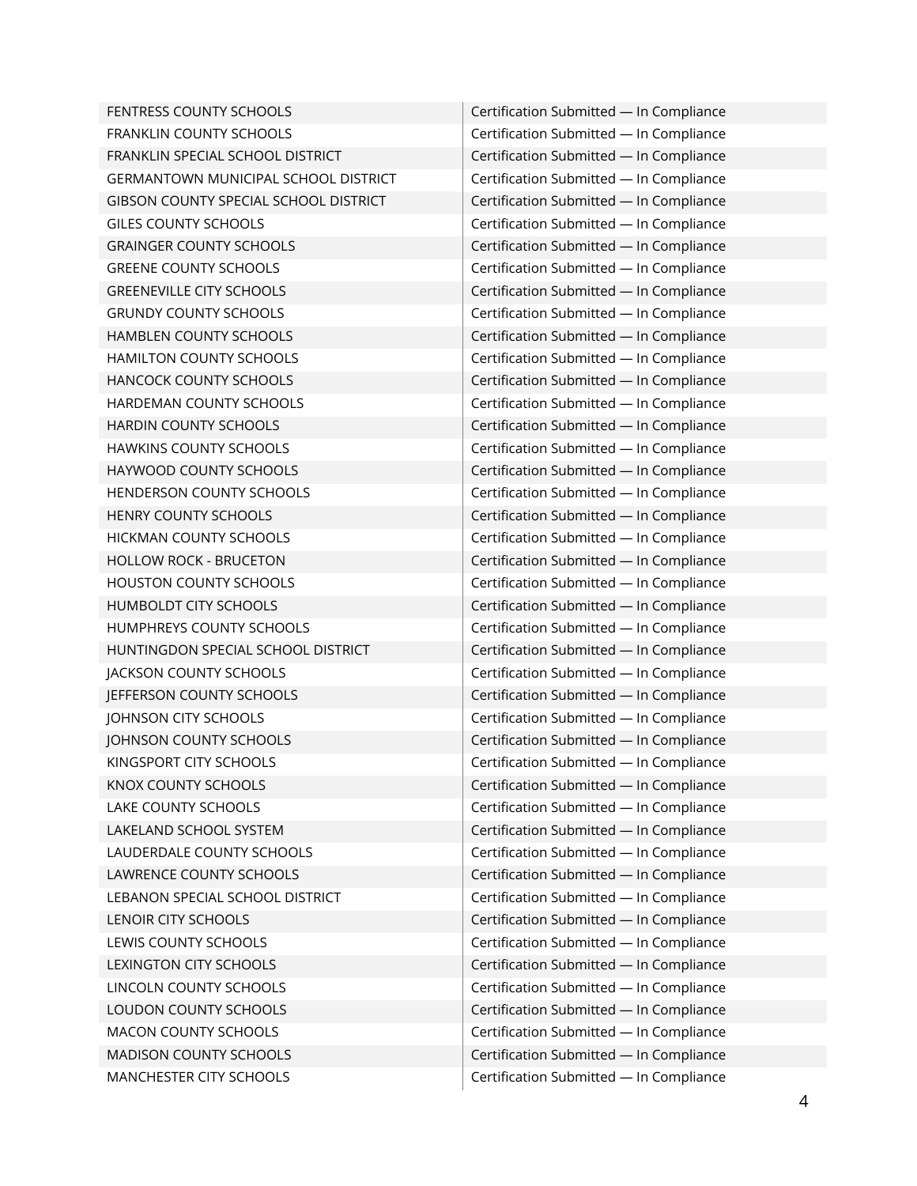| | |
|---|---|
| FENTRESS COUNTY SCHOOLS | Certification Submitted — In Compliance |
| FRANKLIN COUNTY SCHOOLS | Certification Submitted — In Compliance |
| FRANKLIN SPECIAL SCHOOL DISTRICT | Certification Submitted — In Compliance |
| GERMANTOWN MUNICIPAL SCHOOL DISTRICT | Certification Submitted — In Compliance |
| GIBSON COUNTY SPECIAL SCHOOL DISTRICT | Certification Submitted — In Compliance |
| GILES COUNTY SCHOOLS | Certification Submitted — In Compliance |
| GRAINGER COUNTY SCHOOLS | Certification Submitted — In Compliance |
| GREENE COUNTY SCHOOLS | Certification Submitted — In Compliance |
| GREENEVILLE CITY SCHOOLS | Certification Submitted — In Compliance |
| GRUNDY COUNTY SCHOOLS | Certification Submitted — In Compliance |
| HAMBLEN COUNTY SCHOOLS | Certification Submitted — In Compliance |
| HAMILTON COUNTY SCHOOLS | Certification Submitted — In Compliance |
| HANCOCK COUNTY SCHOOLS | Certification Submitted — In Compliance |
| HARDEMAN COUNTY SCHOOLS | Certification Submitted — In Compliance |
| HARDIN COUNTY SCHOOLS | Certification Submitted — In Compliance |
| HAWKINS COUNTY SCHOOLS | Certification Submitted — In Compliance |
| HAYWOOD COUNTY SCHOOLS | Certification Submitted — In Compliance |
| HENDERSON COUNTY SCHOOLS | Certification Submitted — In Compliance |
| HENRY COUNTY SCHOOLS | Certification Submitted — In Compliance |
| HICKMAN COUNTY SCHOOLS | Certification Submitted — In Compliance |
| HOLLOW ROCK - BRUCETON | Certification Submitted — In Compliance |
| HOUSTON COUNTY SCHOOLS | Certification Submitted — In Compliance |
| HUMBOLDT CITY SCHOOLS | Certification Submitted — In Compliance |
| HUMPHREYS COUNTY SCHOOLS | Certification Submitted — In Compliance |
| HUNTINGDON SPECIAL SCHOOL DISTRICT | Certification Submitted — In Compliance |
| JACKSON COUNTY SCHOOLS | Certification Submitted — In Compliance |
| JEFFERSON COUNTY SCHOOLS | Certification Submitted — In Compliance |
| JOHNSON CITY SCHOOLS | Certification Submitted — In Compliance |
| JOHNSON COUNTY SCHOOLS | Certification Submitted — In Compliance |
| KINGSPORT CITY SCHOOLS | Certification Submitted — In Compliance |
| KNOX COUNTY SCHOOLS | Certification Submitted — In Compliance |
| LAKE COUNTY SCHOOLS | Certification Submitted — In Compliance |
| LAKELAND SCHOOL SYSTEM | Certification Submitted — In Compliance |
| LAUDERDALE COUNTY SCHOOLS | Certification Submitted — In Compliance |
| LAWRENCE COUNTY SCHOOLS | Certification Submitted — In Compliance |
| LEBANON SPECIAL SCHOOL DISTRICT | Certification Submitted — In Compliance |
| LENOIR CITY SCHOOLS | Certification Submitted — In Compliance |
| LEWIS COUNTY SCHOOLS | Certification Submitted — In Compliance |
| LEXINGTON CITY SCHOOLS | Certification Submitted — In Compliance |
| LINCOLN COUNTY SCHOOLS | Certification Submitted — In Compliance |
| LOUDON COUNTY SCHOOLS | Certification Submitted — In Compliance |
| MACON COUNTY SCHOOLS | Certification Submitted — In Compliance |
| MADISON COUNTY SCHOOLS | Certification Submitted — In Compliance |
| MANCHESTER CITY SCHOOLS | Certification Submitted — In Compliance |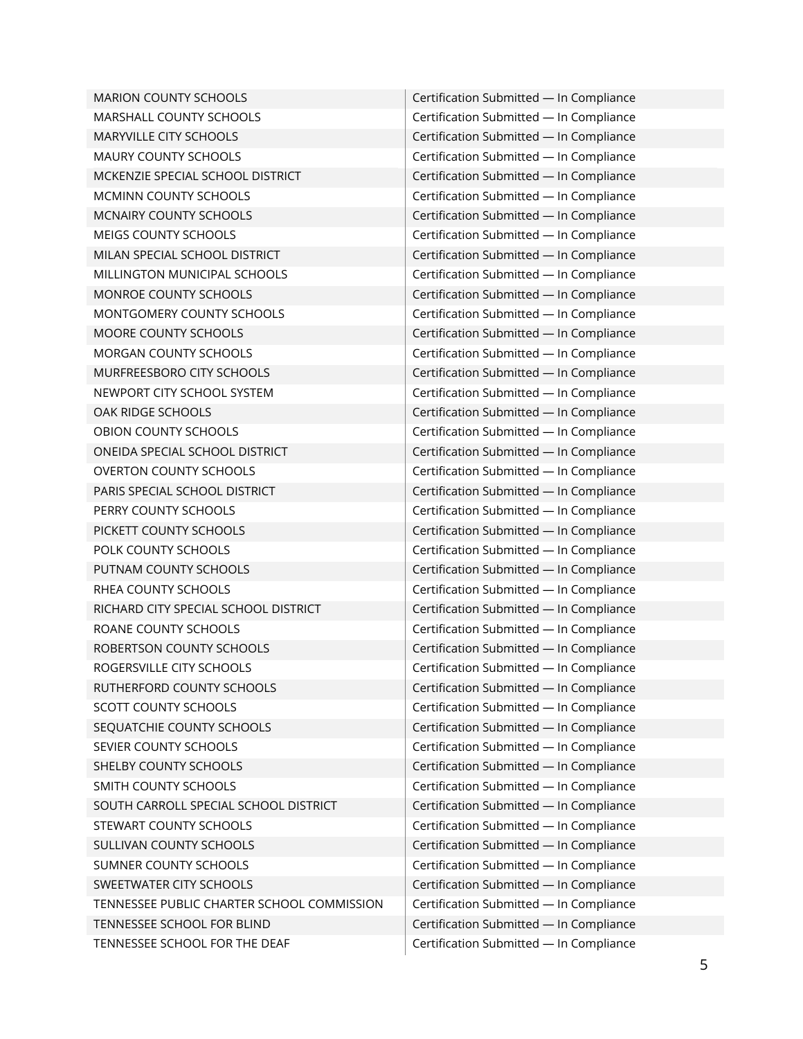| | |
|---|---|
| MARION COUNTY SCHOOLS | Certification Submitted — In Compliance |
| MARSHALL COUNTY SCHOOLS | Certification Submitted — In Compliance |
| MARYVILLE CITY SCHOOLS | Certification Submitted — In Compliance |
| MAURY COUNTY SCHOOLS | Certification Submitted — In Compliance |
| MCKENZIE SPECIAL SCHOOL DISTRICT | Certification Submitted — In Compliance |
| MCMINN COUNTY SCHOOLS | Certification Submitted — In Compliance |
| MCNAIRY COUNTY SCHOOLS | Certification Submitted — In Compliance |
| MEIGS COUNTY SCHOOLS | Certification Submitted — In Compliance |
| MILAN SPECIAL SCHOOL DISTRICT | Certification Submitted — In Compliance |
| MILLINGTON MUNICIPAL SCHOOLS | Certification Submitted — In Compliance |
| MONROE COUNTY SCHOOLS | Certification Submitted — In Compliance |
| MONTGOMERY COUNTY SCHOOLS | Certification Submitted — In Compliance |
| MOORE COUNTY SCHOOLS | Certification Submitted — In Compliance |
| MORGAN COUNTY SCHOOLS | Certification Submitted — In Compliance |
| MURFREESBORO CITY SCHOOLS | Certification Submitted — In Compliance |
| NEWPORT CITY SCHOOL SYSTEM | Certification Submitted — In Compliance |
| OAK RIDGE SCHOOLS | Certification Submitted — In Compliance |
| OBION COUNTY SCHOOLS | Certification Submitted — In Compliance |
| ONEIDA SPECIAL SCHOOL DISTRICT | Certification Submitted — In Compliance |
| OVERTON COUNTY SCHOOLS | Certification Submitted — In Compliance |
| PARIS SPECIAL SCHOOL DISTRICT | Certification Submitted — In Compliance |
| PERRY COUNTY SCHOOLS | Certification Submitted — In Compliance |
| PICKETT COUNTY SCHOOLS | Certification Submitted — In Compliance |
| POLK COUNTY SCHOOLS | Certification Submitted — In Compliance |
| PUTNAM COUNTY SCHOOLS | Certification Submitted — In Compliance |
| RHEA COUNTY SCHOOLS | Certification Submitted — In Compliance |
| RICHARD CITY SPECIAL SCHOOL DISTRICT | Certification Submitted — In Compliance |
| ROANE COUNTY SCHOOLS | Certification Submitted — In Compliance |
| ROBERTSON COUNTY SCHOOLS | Certification Submitted — In Compliance |
| ROGERSVILLE CITY SCHOOLS | Certification Submitted — In Compliance |
| RUTHERFORD COUNTY SCHOOLS | Certification Submitted — In Compliance |
| SCOTT COUNTY SCHOOLS | Certification Submitted — In Compliance |
| SEQUATCHIE COUNTY SCHOOLS | Certification Submitted — In Compliance |
| SEVIER COUNTY SCHOOLS | Certification Submitted — In Compliance |
| SHELBY COUNTY SCHOOLS | Certification Submitted — In Compliance |
| SMITH COUNTY SCHOOLS | Certification Submitted — In Compliance |
| SOUTH CARROLL SPECIAL SCHOOL DISTRICT | Certification Submitted — In Compliance |
| STEWART COUNTY SCHOOLS | Certification Submitted — In Compliance |
| SULLIVAN COUNTY SCHOOLS | Certification Submitted — In Compliance |
| SUMNER COUNTY SCHOOLS | Certification Submitted — In Compliance |
| SWEETWATER CITY SCHOOLS | Certification Submitted — In Compliance |
| TENNESSEE PUBLIC CHARTER SCHOOL COMMISSION | Certification Submitted — In Compliance |
| TENNESSEE SCHOOL FOR BLIND | Certification Submitted — In Compliance |
| TENNESSEE SCHOOL FOR THE DEAF | Certification Submitted — In Compliance |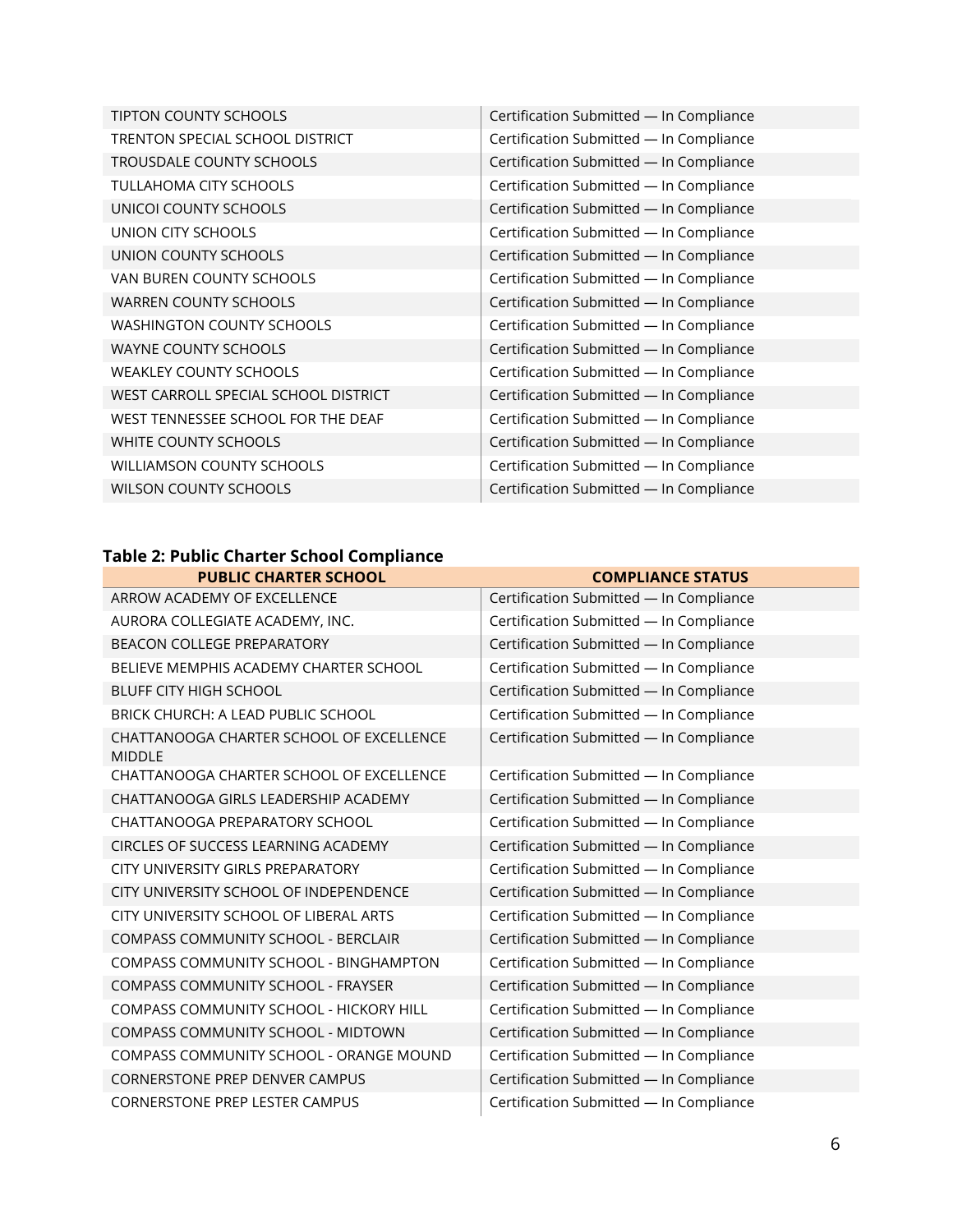| | |
|---|---|
| TIPTON COUNTY SCHOOLS | Certification Submitted — In Compliance |
| TRENTON SPECIAL SCHOOL DISTRICT | Certification Submitted — In Compliance |
| TROUSDALE COUNTY SCHOOLS | Certification Submitted — In Compliance |
| TULLAHOMA CITY SCHOOLS | Certification Submitted — In Compliance |
| UNICOI COUNTY SCHOOLS | Certification Submitted — In Compliance |
| UNION CITY SCHOOLS | Certification Submitted — In Compliance |
| UNION COUNTY SCHOOLS | Certification Submitted — In Compliance |
| VAN BUREN COUNTY SCHOOLS | Certification Submitted — In Compliance |
| WARREN COUNTY SCHOOLS | Certification Submitted — In Compliance |
| WASHINGTON COUNTY SCHOOLS | Certification Submitted — In Compliance |
| WAYNE COUNTY SCHOOLS | Certification Submitted — In Compliance |
| WEAKLEY COUNTY SCHOOLS | Certification Submitted — In Compliance |
| WEST CARROLL SPECIAL SCHOOL DISTRICT | Certification Submitted — In Compliance |
| WEST TENNESSEE SCHOOL FOR THE DEAF | Certification Submitted — In Compliance |
| WHITE COUNTY SCHOOLS | Certification Submitted — In Compliance |
| WILLIAMSON COUNTY SCHOOLS | Certification Submitted — In Compliance |
| WILSON COUNTY SCHOOLS | Certification Submitted — In Compliance |

**Table 2: Public Charter School Compliance**

| PUBLIC CHARTER SCHOOL | COMPLIANCE STATUS |
|---|---|
| ARROW ACADEMY OF EXCELLENCE | Certification Submitted — In Compliance |
| AURORA COLLEGIATE ACADEMY, INC. | Certification Submitted — In Compliance |
| BEACON COLLEGE PREPARATORY | Certification Submitted — In Compliance |
| BELIEVE MEMPHIS ACADEMY CHARTER SCHOOL | Certification Submitted — In Compliance |
| BLUFF CITY HIGH SCHOOL | Certification Submitted — In Compliance |
| BRICK CHURCH: A LEAD PUBLIC SCHOOL | Certification Submitted — In Compliance |
| CHATTANOOGA CHARTER SCHOOL OF EXCELLENCE MIDDLE | Certification Submitted — In Compliance |
| CHATTANOOGA CHARTER SCHOOL OF EXCELLENCE | Certification Submitted — In Compliance |
| CHATTANOOGA GIRLS LEADERSHIP ACADEMY | Certification Submitted — In Compliance |
| CHATTANOOGA PREPARATORY SCHOOL | Certification Submitted — In Compliance |
| CIRCLES OF SUCCESS LEARNING ACADEMY | Certification Submitted — In Compliance |
| CITY UNIVERSITY GIRLS PREPARATORY | Certification Submitted — In Compliance |
| CITY UNIVERSITY SCHOOL OF INDEPENDENCE | Certification Submitted — In Compliance |
| CITY UNIVERSITY SCHOOL OF LIBERAL ARTS | Certification Submitted — In Compliance |
| COMPASS COMMUNITY SCHOOL - BERCLAIR | Certification Submitted — In Compliance |
| COMPASS COMMUNITY SCHOOL - BINGHAMPTON | Certification Submitted — In Compliance |
| COMPASS COMMUNITY SCHOOL - FRAYSER | Certification Submitted — In Compliance |
| COMPASS COMMUNITY SCHOOL - HICKORY HILL | Certification Submitted — In Compliance |
| COMPASS COMMUNITY SCHOOL - MIDTOWN | Certification Submitted — In Compliance |
| COMPASS COMMUNITY SCHOOL - ORANGE MOUND | Certification Submitted — In Compliance |
| CORNERSTONE PREP DENVER CAMPUS | Certification Submitted — In Compliance |
| CORNERSTONE PREP LESTER CAMPUS | Certification Submitted — In Compliance |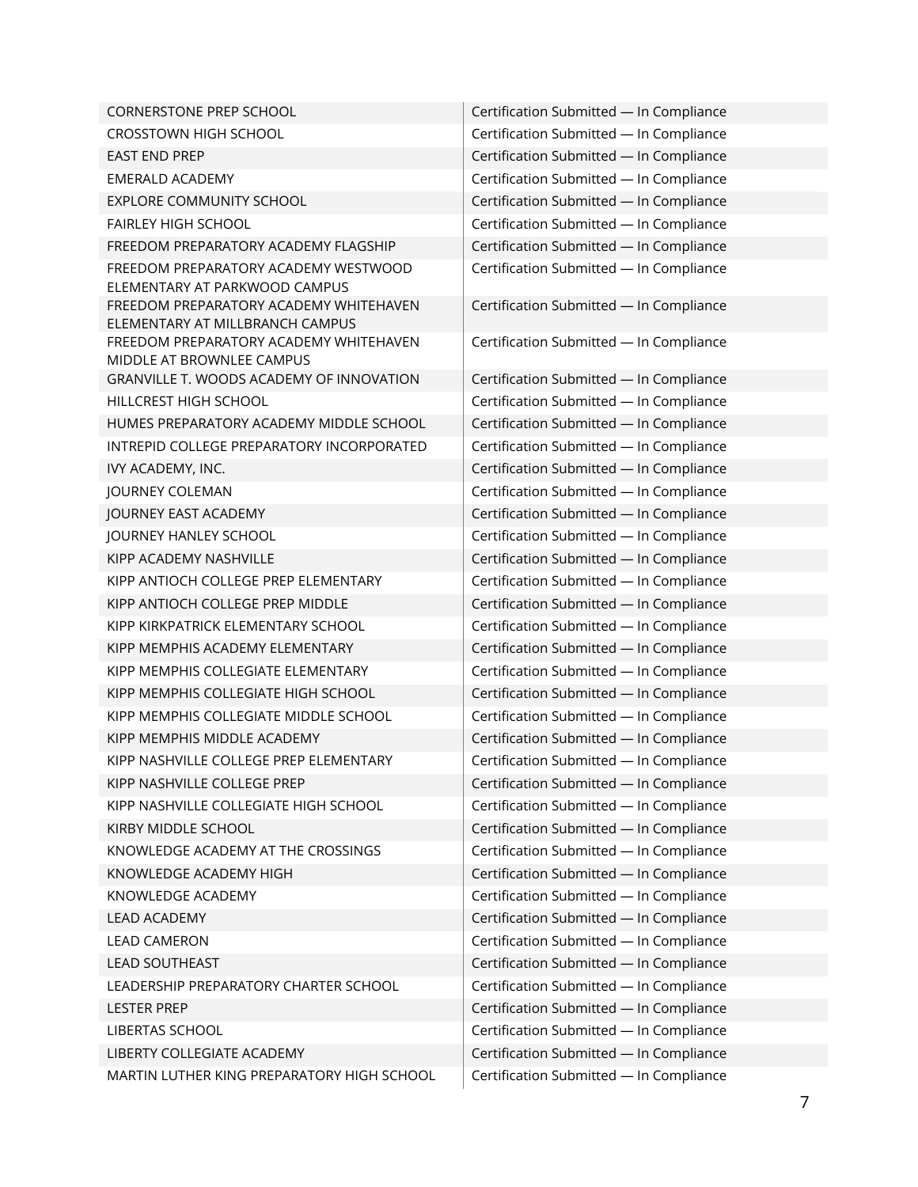| | |
|---|---|
| CORNERSTONE PREP SCHOOL | Certification Submitted — In Compliance |
| CROSSTOWN HIGH SCHOOL | Certification Submitted — In Compliance |
| EAST END PREP | Certification Submitted — In Compliance |
| EMERALD ACADEMY | Certification Submitted — In Compliance |
| EXPLORE COMMUNITY SCHOOL | Certification Submitted — In Compliance |
| FAIRLEY HIGH SCHOOL | Certification Submitted — In Compliance |
| FREEDOM PREPARATORY ACADEMY FLAGSHIP | Certification Submitted — In Compliance |
| FREEDOM PREPARATORY ACADEMY WESTWOOD ELEMENTARY AT PARKWOOD CAMPUS | Certification Submitted — In Compliance |
| FREEDOM PREPARATORY ACADEMY WHITEHAVEN ELEMENTARY AT MILLBRANCH CAMPUS | Certification Submitted — In Compliance |
| FREEDOM PREPARATORY ACADEMY WHITEHAVEN MIDDLE AT BROWNLEE CAMPUS | Certification Submitted — In Compliance |
| GRANVILLE T. WOODS ACADEMY OF INNOVATION | Certification Submitted — In Compliance |
| HILLCREST HIGH SCHOOL | Certification Submitted — In Compliance |
| HUMES PREPARATORY ACADEMY MIDDLE SCHOOL | Certification Submitted — In Compliance |
| INTREPID COLLEGE PREPARATORY INCORPORATED | Certification Submitted — In Compliance |
| IVY ACADEMY, INC. | Certification Submitted — In Compliance |
| JOURNEY COLEMAN | Certification Submitted — In Compliance |
| JOURNEY EAST ACADEMY | Certification Submitted — In Compliance |
| JOURNEY HANLEY SCHOOL | Certification Submitted — In Compliance |
| KIPP ACADEMY NASHVILLE | Certification Submitted — In Compliance |
| KIPP ANTIOCH COLLEGE PREP ELEMENTARY | Certification Submitted — In Compliance |
| KIPP ANTIOCH COLLEGE PREP MIDDLE | Certification Submitted — In Compliance |
| KIPP KIRKPATRICK ELEMENTARY SCHOOL | Certification Submitted — In Compliance |
| KIPP MEMPHIS ACADEMY ELEMENTARY | Certification Submitted — In Compliance |
| KIPP MEMPHIS COLLEGIATE ELEMENTARY | Certification Submitted — In Compliance |
| KIPP MEMPHIS COLLEGIATE HIGH SCHOOL | Certification Submitted — In Compliance |
| KIPP MEMPHIS COLLEGIATE MIDDLE SCHOOL | Certification Submitted — In Compliance |
| KIPP MEMPHIS MIDDLE ACADEMY | Certification Submitted — In Compliance |
| KIPP NASHVILLE COLLEGE PREP ELEMENTARY | Certification Submitted — In Compliance |
| KIPP NASHVILLE COLLEGE PREP | Certification Submitted — In Compliance |
| KIPP NASHVILLE COLLEGIATE HIGH SCHOOL | Certification Submitted — In Compliance |
| KIRBY MIDDLE SCHOOL | Certification Submitted — In Compliance |
| KNOWLEDGE ACADEMY AT THE CROSSINGS | Certification Submitted — In Compliance |
| KNOWLEDGE ACADEMY HIGH | Certification Submitted — In Compliance |
| KNOWLEDGE ACADEMY | Certification Submitted — In Compliance |
| LEAD ACADEMY | Certification Submitted — In Compliance |
| LEAD CAMERON | Certification Submitted — In Compliance |
| LEAD SOUTHEAST | Certification Submitted — In Compliance |
| LEADERSHIP PREPARATORY CHARTER SCHOOL | Certification Submitted — In Compliance |
| LESTER PREP | Certification Submitted — In Compliance |
| LIBERTAS SCHOOL | Certification Submitted — In Compliance |
| LIBERTY COLLEGIATE ACADEMY | Certification Submitted — In Compliance |
| MARTIN LUTHER KING PREPARATORY HIGH SCHOOL | Certification Submitted — In Compliance |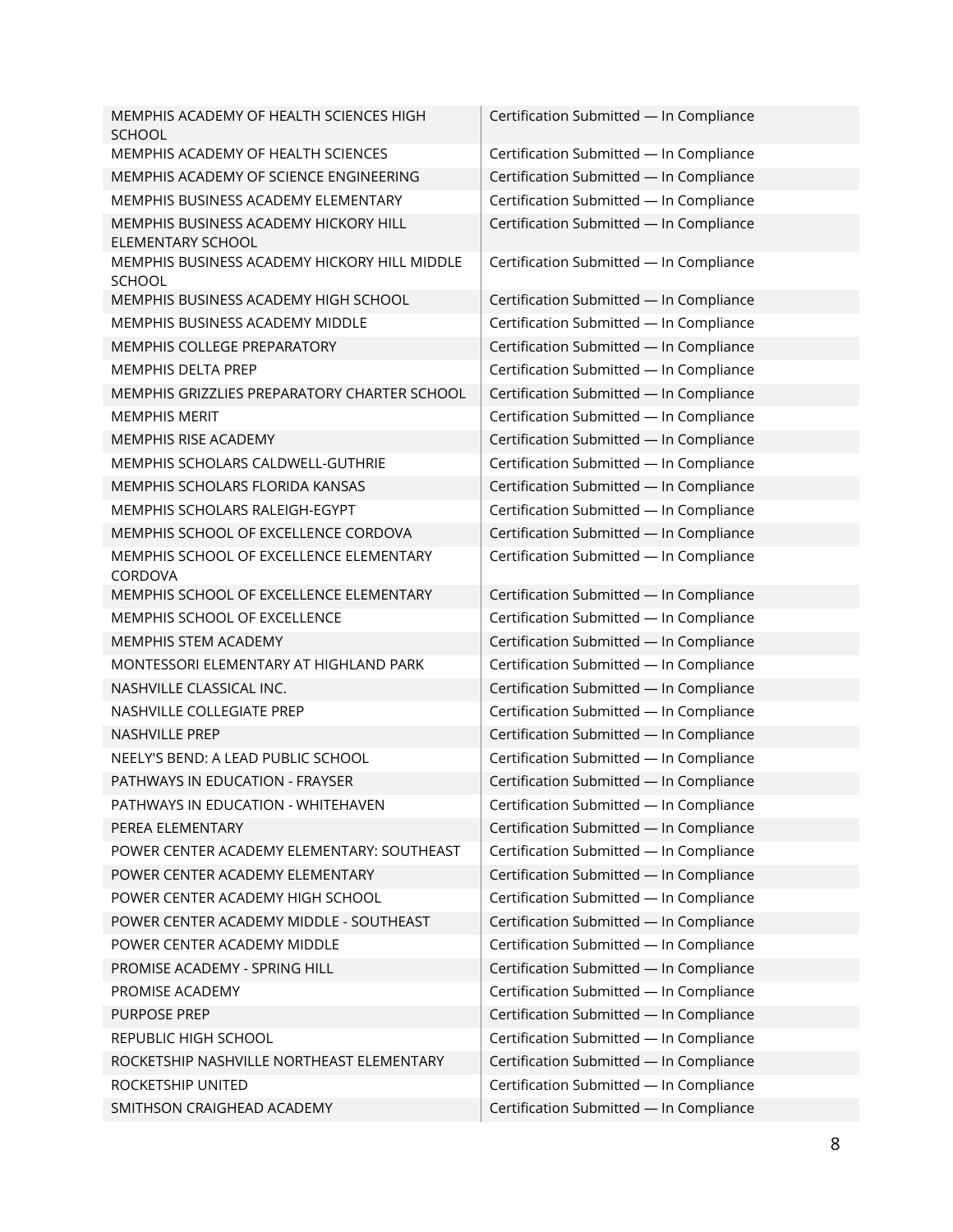| | |
|---|---|
| MEMPHIS ACADEMY OF HEALTH SCIENCES HIGH SCHOOL | Certification Submitted — In Compliance |
| MEMPHIS ACADEMY OF HEALTH SCIENCES | Certification Submitted — In Compliance |
| MEMPHIS ACADEMY OF SCIENCE ENGINEERING | Certification Submitted — In Compliance |
| MEMPHIS BUSINESS ACADEMY ELEMENTARY | Certification Submitted — In Compliance |
| MEMPHIS BUSINESS ACADEMY HICKORY HILL ELEMENTARY SCHOOL | Certification Submitted — In Compliance |
| MEMPHIS BUSINESS ACADEMY HICKORY HILL MIDDLE SCHOOL | Certification Submitted — In Compliance |
| MEMPHIS BUSINESS ACADEMY HIGH SCHOOL | Certification Submitted — In Compliance |
| MEMPHIS BUSINESS ACADEMY MIDDLE | Certification Submitted — In Compliance |
| MEMPHIS COLLEGE PREPARATORY | Certification Submitted — In Compliance |
| MEMPHIS DELTA PREP | Certification Submitted — In Compliance |
| MEMPHIS GRIZZLIES PREPARATORY CHARTER SCHOOL | Certification Submitted — In Compliance |
| MEMPHIS MERIT | Certification Submitted — In Compliance |
| MEMPHIS RISE ACADEMY | Certification Submitted — In Compliance |
| MEMPHIS SCHOLARS CALDWELL-GUTHRIE | Certification Submitted — In Compliance |
| MEMPHIS SCHOLARS FLORIDA KANSAS | Certification Submitted — In Compliance |
| MEMPHIS SCHOLARS RALEIGH-EGYPT | Certification Submitted — In Compliance |
| MEMPHIS SCHOOL OF EXCELLENCE CORDOVA | Certification Submitted — In Compliance |
| MEMPHIS SCHOOL OF EXCELLENCE ELEMENTARY CORDOVA | Certification Submitted — In Compliance |
| MEMPHIS SCHOOL OF EXCELLENCE ELEMENTARY | Certification Submitted — In Compliance |
| MEMPHIS SCHOOL OF EXCELLENCE | Certification Submitted — In Compliance |
| MEMPHIS STEM ACADEMY | Certification Submitted — In Compliance |
| MONTESSORI ELEMENTARY AT HIGHLAND PARK | Certification Submitted — In Compliance |
| NASHVILLE CLASSICAL INC. | Certification Submitted — In Compliance |
| NASHVILLE COLLEGIATE PREP | Certification Submitted — In Compliance |
| NASHVILLE PREP | Certification Submitted — In Compliance |
| NEELY'S BEND: A LEAD PUBLIC SCHOOL | Certification Submitted — In Compliance |
| PATHWAYS IN EDUCATION - FRAYSER | Certification Submitted — In Compliance |
| PATHWAYS IN EDUCATION - WHITEHAVEN | Certification Submitted — In Compliance |
| PEREA ELEMENTARY | Certification Submitted — In Compliance |
| POWER CENTER ACADEMY ELEMENTARY: SOUTHEAST | Certification Submitted — In Compliance |
| POWER CENTER ACADEMY ELEMENTARY | Certification Submitted — In Compliance |
| POWER CENTER ACADEMY HIGH SCHOOL | Certification Submitted — In Compliance |
| POWER CENTER ACADEMY MIDDLE - SOUTHEAST | Certification Submitted — In Compliance |
| POWER CENTER ACADEMY MIDDLE | Certification Submitted — In Compliance |
| PROMISE ACADEMY - SPRING HILL | Certification Submitted — In Compliance |
| PROMISE ACADEMY | Certification Submitted — In Compliance |
| PURPOSE PREP | Certification Submitted — In Compliance |
| REPUBLIC HIGH SCHOOL | Certification Submitted — In Compliance |
| ROCKETSHIP NASHVILLE NORTHEAST ELEMENTARY | Certification Submitted — In Compliance |
| ROCKETSHIP UNITED | Certification Submitted — In Compliance |
| SMITHSON CRAIGHEAD ACADEMY | Certification Submitted — In Compliance |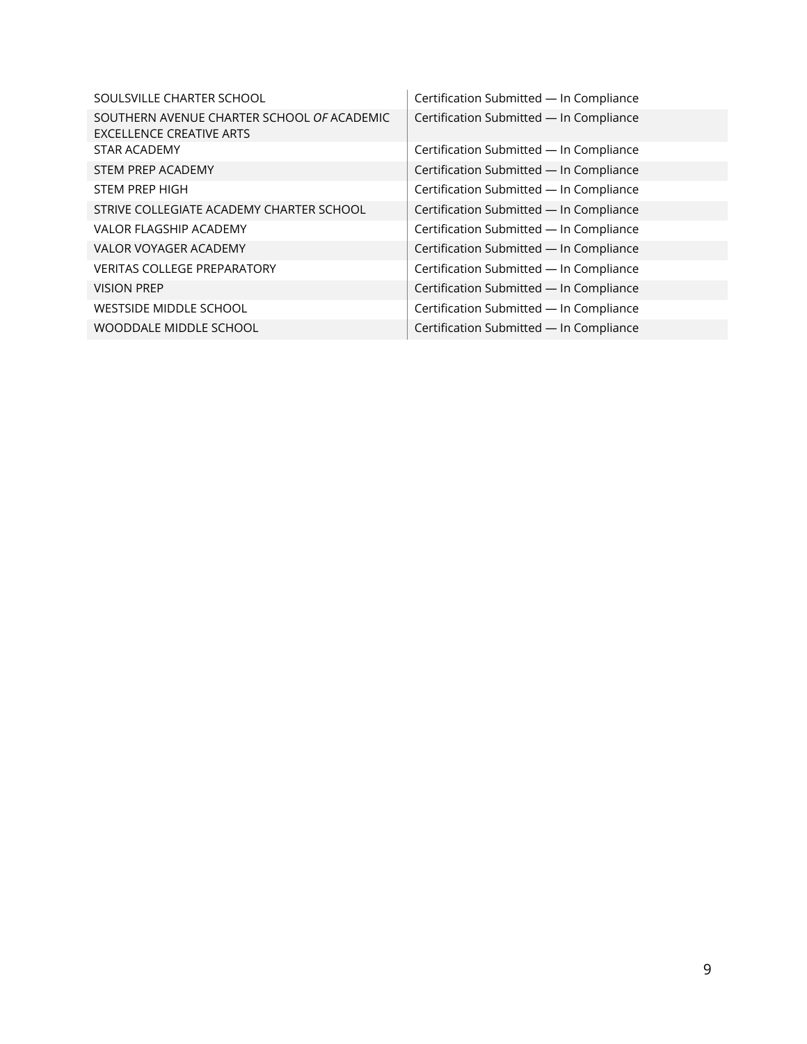| | |
|---|---|
| SOULSVILLE CHARTER SCHOOL | Certification Submitted — In Compliance |
| SOUTHERN AVENUE CHARTER SCHOOL *OF* ACADEMIC EXCELLENCE CREATIVE ARTS | Certification Submitted — In Compliance |
| STAR ACADEMY | Certification Submitted — In Compliance |
| STEM PREP ACADEMY | Certification Submitted — In Compliance |
| STEM PREP HIGH | Certification Submitted — In Compliance |
| STRIVE COLLEGIATE ACADEMY CHARTER SCHOOL | Certification Submitted — In Compliance |
| VALOR FLAGSHIP ACADEMY | Certification Submitted — In Compliance |
| VALOR VOYAGER ACADEMY | Certification Submitted — In Compliance |
| VERITAS COLLEGE PREPARATORY | Certification Submitted — In Compliance |
| VISION PREP | Certification Submitted — In Compliance |
| WESTSIDE MIDDLE SCHOOL | Certification Submitted — In Compliance |
| WOODDALE MIDDLE SCHOOL | Certification Submitted — In Compliance |